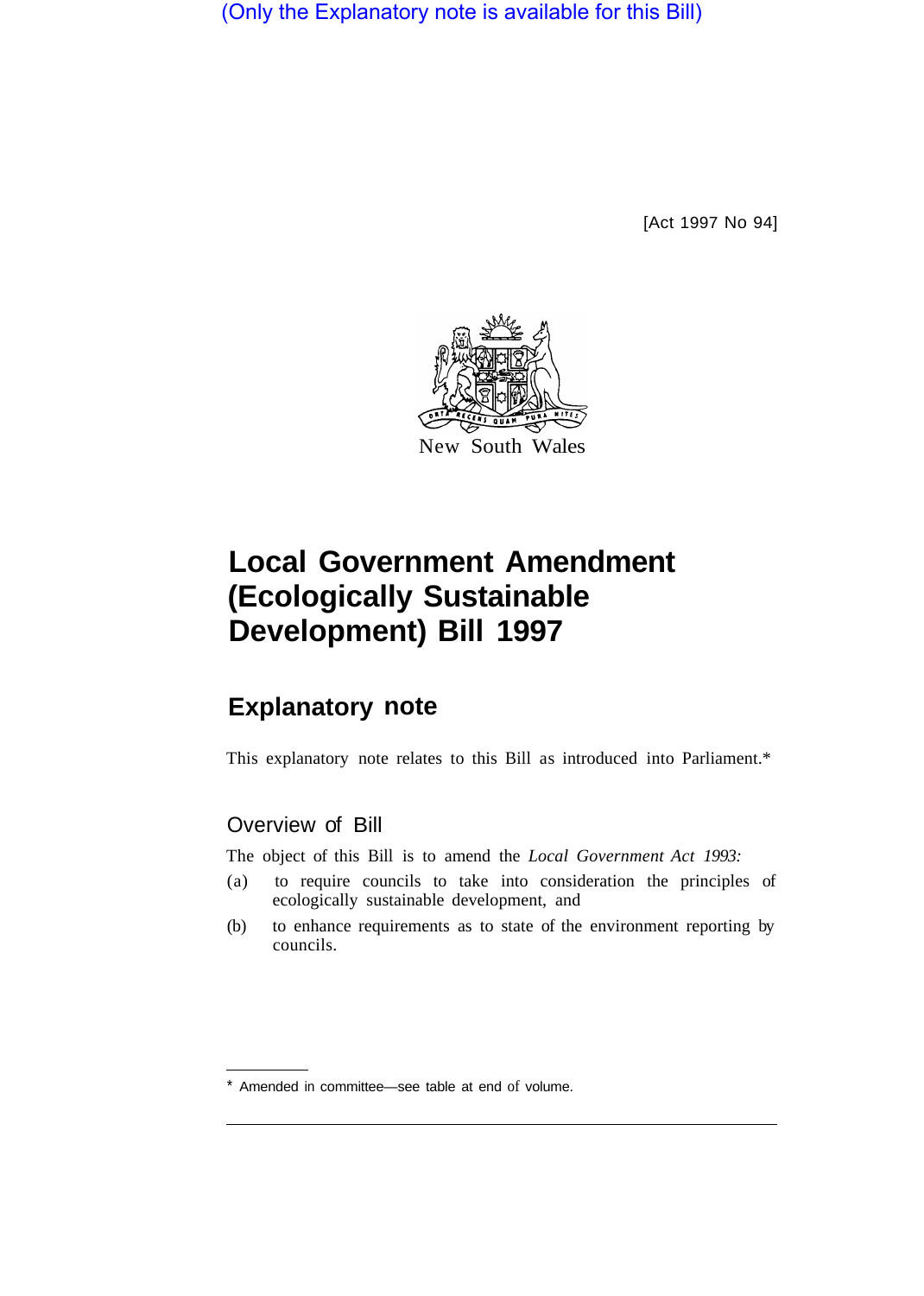(Only the Explanatory note is available for this Bill)

[Act 1997 No 94]

New South Wales

# Local Government Amendment (Ecologically Sustainable Development) Bill 1997

## Explanatory note

This explanatory note relates to this Bill as introduced into Parliament.*

### Overview of Bill

The object of this Bill is to amend the *Local Government Act 1993:*

(a) to require councils to take into consideration the principles of ecologically sustainable development, and

(b) to enhance requirements as to state of the environment reporting by councils.

\* Amended in committee—see table at end of volume.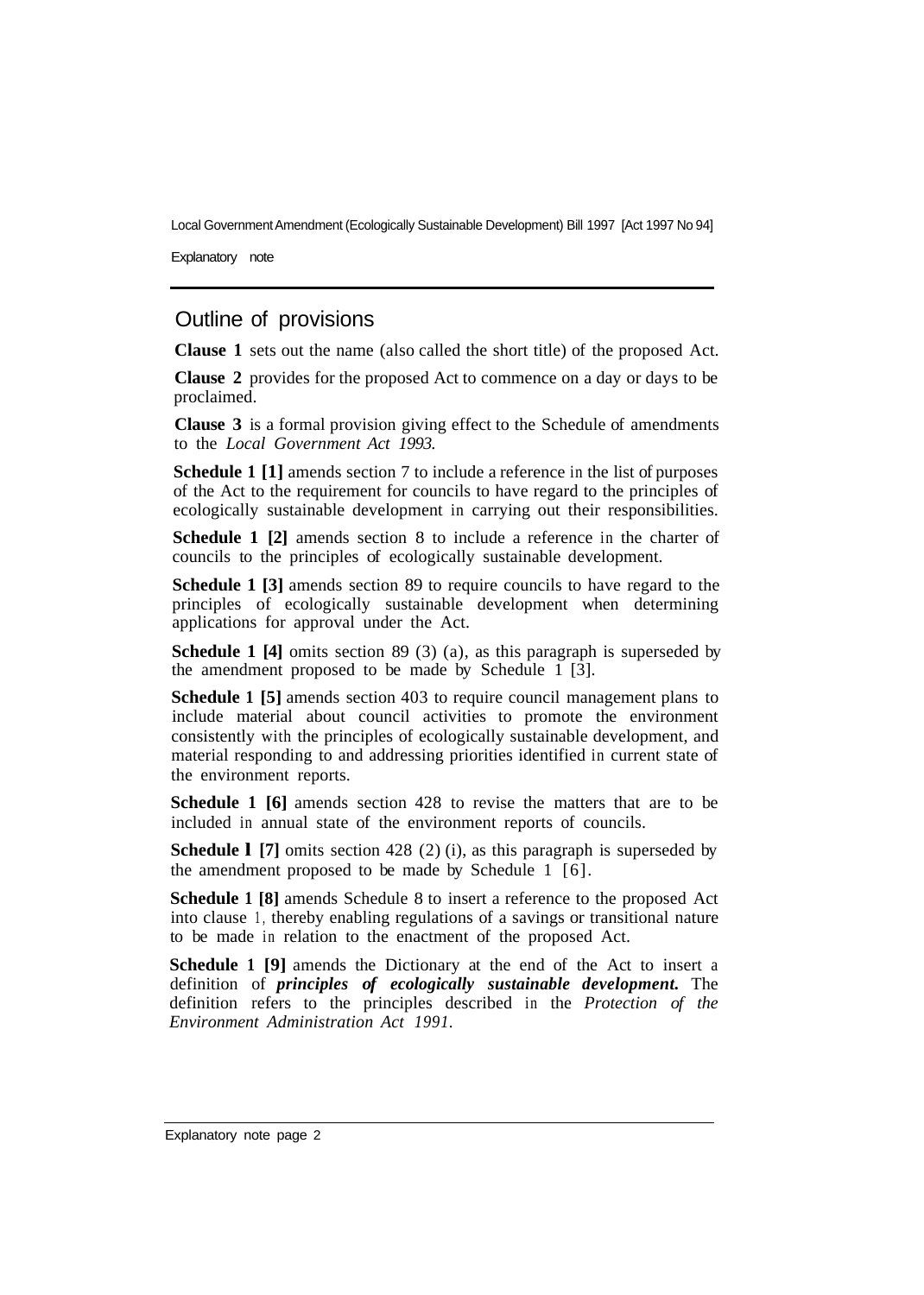## Outline of provisions

**Clause 1** sets out the name (also called the short title) of the proposed Act.

**Clause 2** provides for the proposed Act to commence on a day or days to be proclaimed.

**Clause 3** is a formal provision giving effect to the Schedule of amendments to the *Local Government Act 1993.*

**Schedule 1 [1]** amends section 7 to include a reference in the list of purposes of the Act to the requirement for councils to have regard to the principles of ecologically sustainable development in carrying out their responsibilities.

**Schedule 1 [2]** amends section 8 to include a reference in the charter of councils to the principles of ecologically sustainable development.

**Schedule 1 [3]** amends section 89 to require councils to have regard to the principles of ecologically sustainable development when determining applications for approval under the Act.

**Schedule 1 [4]** omits section 89 (3) (a), as this paragraph is superseded by the amendment proposed to be made by Schedule 1 [3].

**Schedule 1 [5]** amends section 403 to require council management plans to include material about council activities to promote the environment consistently with the principles of ecologically sustainable development, and material responding to and addressing priorities identified in current state of the environment reports.

**Schedule 1 [6]** amends section 428 to revise the matters that are to be included in annual state of the environment reports of councils.

**Schedule 1 [7]** omits section 428 (2) (i), as this paragraph is superseded by the amendment proposed to be made by Schedule 1 [6].

**Schedule 1 [8]** amends Schedule 8 to insert a reference to the proposed Act into clause 1, thereby enabling regulations of a savings or transitional nature to be made in relation to the enactment of the proposed Act.

**Schedule 1 [9]** amends the Dictionary at the end of the Act to insert a definition of ***principles of ecologically sustainable development.*** The definition refers to the principles described in the *Protection of the Environment Administration Act 1991.*